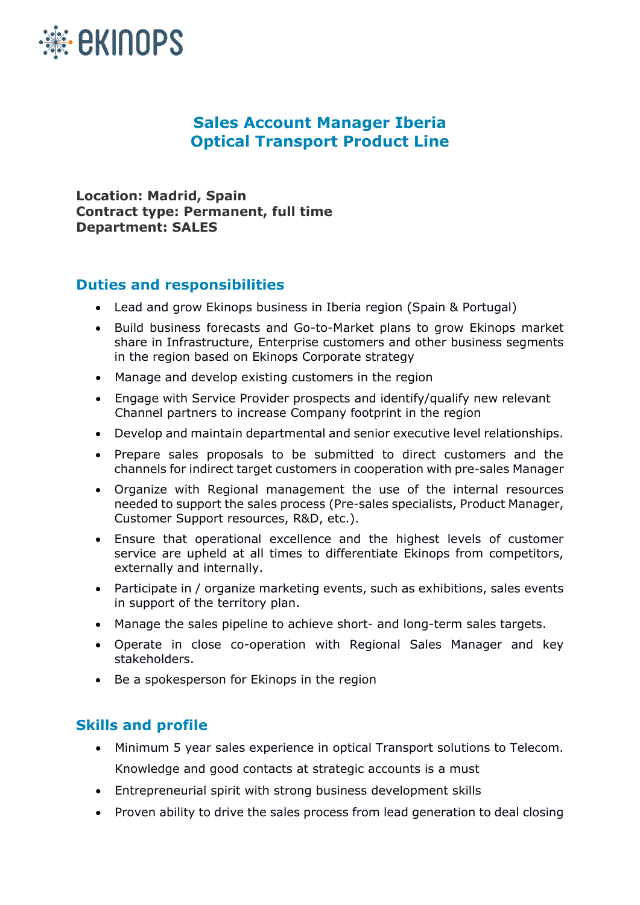# Sales Account Manager Iberia
# Optical Transport Product Line

**Location: Madrid, Spain**
**Contract type: Permanent, full time**
**Department: SALES**

## Duties and responsibilities

- Lead and grow Ekinops business in Iberia region (Spain & Portugal)
- Build business forecasts and Go-to-Market plans to grow Ekinops market share in Infrastructure, Enterprise customers and other business segments in the region based on Ekinops Corporate strategy
- Manage and develop existing customers in the region
- Engage with Service Provider prospects and identify/qualify new relevant Channel partners to increase Company footprint in the region
- Develop and maintain departmental and senior executive level relationships.
- Prepare sales proposals to be submitted to direct customers and the channels for indirect target customers in cooperation with pre-sales Manager
- Organize with Regional management the use of the internal resources needed to support the sales process (Pre-sales specialists, Product Manager, Customer Support resources, R&D, etc.).
- Ensure that operational excellence and the highest levels of customer service are upheld at all times to differentiate Ekinops from competitors, externally and internally.
- Participate in / organize marketing events, such as exhibitions, sales events in support of the territory plan.
- Manage the sales pipeline to achieve short- and long-term sales targets.
- Operate in close co-operation with Regional Sales Manager and key stakeholders.
- Be a spokesperson for Ekinops in the region

## Skills and profile

- Minimum 5 year sales experience in optical Transport solutions to Telecom. Knowledge and good contacts at strategic accounts is a must
- Entrepreneurial spirit with strong business development skills
- Proven ability to drive the sales process from lead generation to deal closing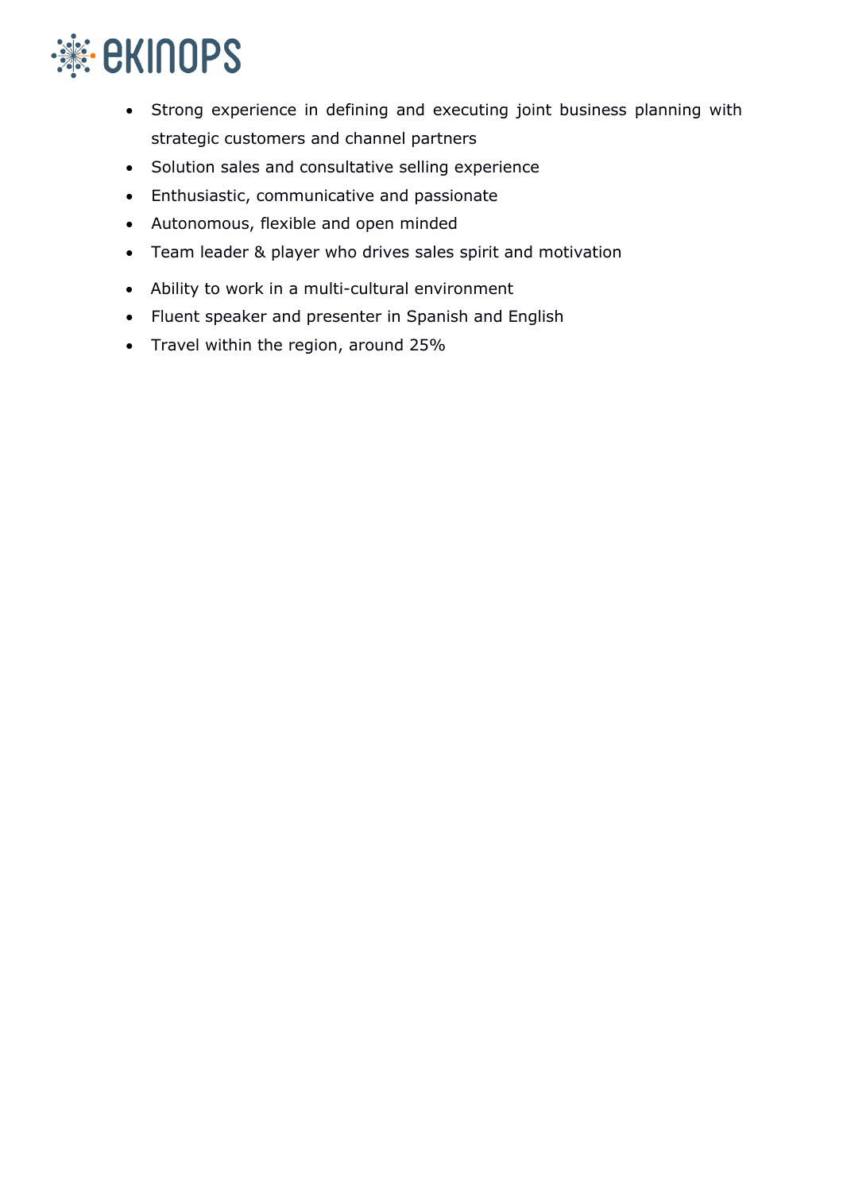- Strong experience in defining and executing joint business planning with strategic customers and channel partners
- Solution sales and consultative selling experience
- Enthusiastic, communicative and passionate
- Autonomous, flexible and open minded
- Team leader & player who drives sales spirit and motivation
- Ability to work in a multi-cultural environment
- Fluent speaker and presenter in Spanish and English
- Travel within the region, around 25%